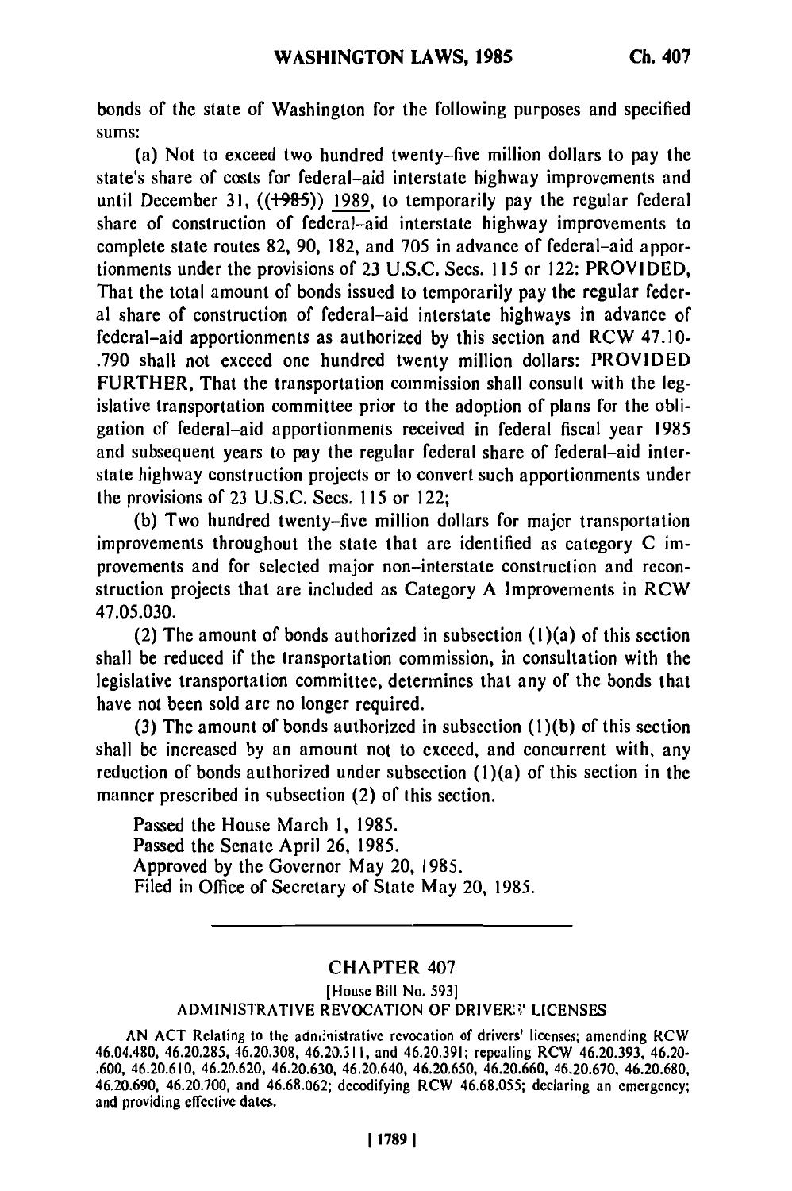bonds of the state of Washington for the following purposes and specified sums:

(a) Not to exceed two hundred twenty-five million dollars to pay the state's share of costs for federal-aid interstate highway improvements and until December 31, ((1985)) 1989, to temporarily pay the regular federal share of construction of federal-aid interstate highway improvements to complete state routes 82, 90, 182, and 705 in advance of federal-aid apportionments under the provisions of 23 U.S.C. Secs. 115 or 122: PROVIDED, That the total amount of bonds issued to temporarily pay the regular federal share of construction of federal-aid interstate highways in advance of federal-aid apportionments as authorized by this section and RCW 47.10-.790 shall not exceed one hundred twenty million dollars: PROVIDED FURTHER, That the transportation commission shall consult with the legislative transportation committee prior to the adoption of plans for the obligation of federal-aid apportionments received in federal fiscal year 1985 and subsequent years to pay the regular federal share of federal-aid interstate highway construction projects or to convert such apportionments under the provisions of 23 U.S.C. Secs. 115 or 122;

(b) Two hundred twenty-five million dollars for major transportation improvements throughout the state that are identified as category C improvements and for selected major non-interstate construction and reconstruction projects that are included as Category A Improvements in RCW 47.05.030.

(2) The amount of bonds authorized in subsection (1)(a) of this section shall be reduced if the transportation commission, in consultation with the legislative transportation committee, determines that any of the bonds that have not been sold are no longer required.

(3) The amount of bonds authorized in subsection (1)(b) of this section shall be increased by an amount not to exceed, and concurrent with, any reduction of bonds authorized under subsection (1)(a) of this section in the manner prescribed in subsection (2) of this section.

Passed the House March 1, 1985.
Passed the Senate April 26, 1985.
Approved by the Governor May 20, 1985.
Filed in Office of Secretary of State May 20, 1985.

---

## CHAPTER 407

[House Bill No. 593]

ADMINISTRATIVE REVOCATION OF DRIVERS' LICENSES

AN ACT Relating to the administrative revocation of drivers' licenses; amending RCW 46.04.480, 46.20.285, 46.20.308, 46.20.311, and 46.20.391; repealing RCW 46.20.393, 46.20-.600, 46.20.610, 46.20.620, 46.20.630, 46.20.640, 46.20.650, 46.20.660, 46.20.670, 46.20.680, 46.20.690, 46.20.700, and 46.68.062; decodifying RCW 46.68.055; declaring an emergency; and providing effective dates.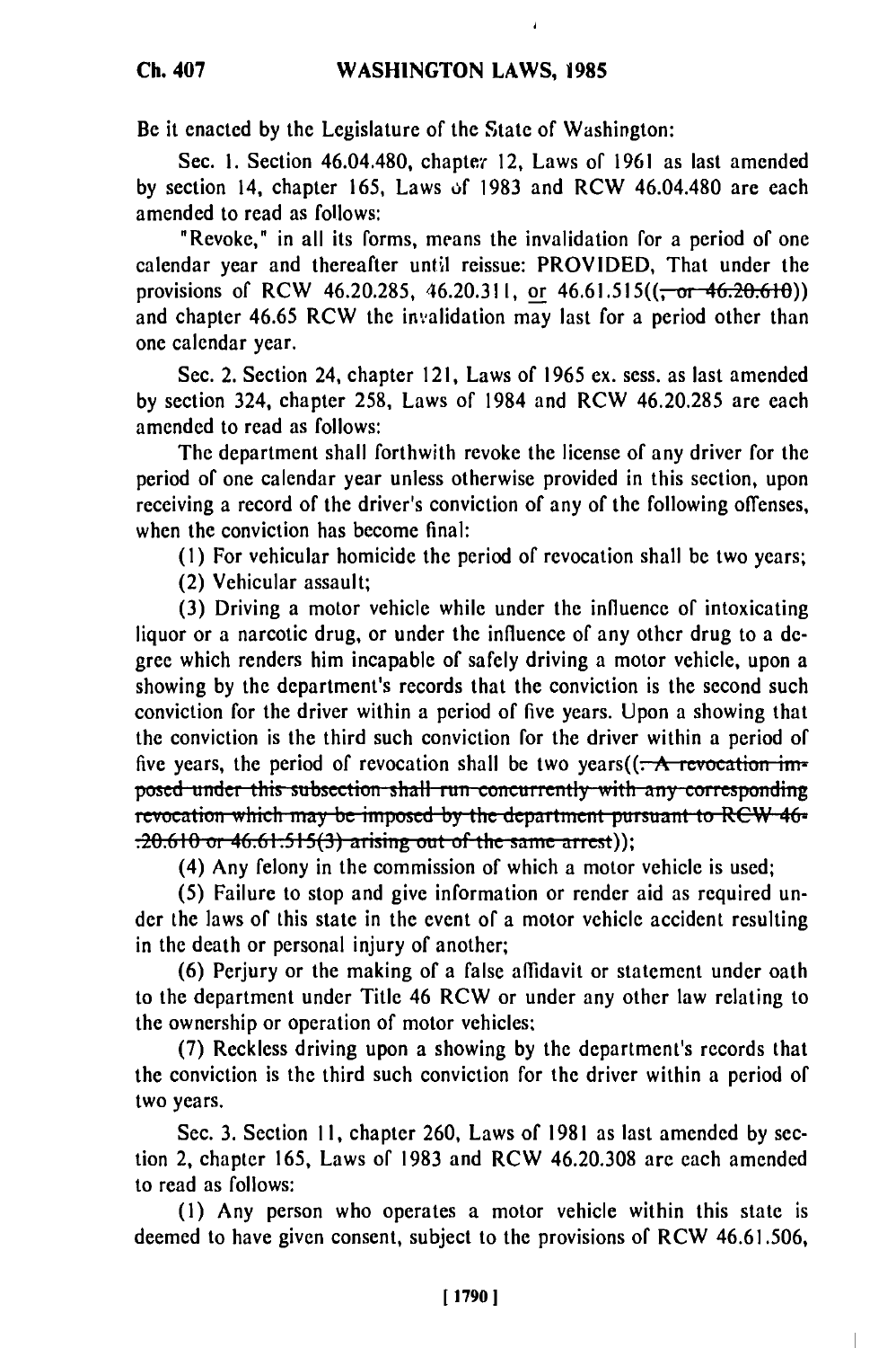Be it enacted by the Legislature of the State of Washington:

Sec. 1. Section 46.04.480, chapter 12, Laws of 1961 as last amended by section 14, chapter 165, Laws of 1983 and RCW 46.04.480 are each amended to read as follows:

"Revoke," in all its forms, means the invalidation for a period of one calendar year and thereafter until reissue: PROVIDED, That under the provisions of RCW 46.20.285, 46.20.311, or 46.61.515((~~, or 46.20.610~~)) and chapter 46.65 RCW the invalidation may last for a period other than one calendar year.

Sec. 2. Section 24, chapter 121, Laws of 1965 ex. sess. as last amended by section 324, chapter 258, Laws of 1984 and RCW 46.20.285 are each amended to read as follows:

The department shall forthwith revoke the license of any driver for the period of one calendar year unless otherwise provided in this section, upon receiving a record of the driver's conviction of any of the following offenses, when the conviction has become final:

(1) For vehicular homicide the period of revocation shall be two years;

(2) Vehicular assault;

(3) Driving a motor vehicle while under the influence of intoxicating liquor or a narcotic drug, or under the influence of any other drug to a degree which renders him incapable of safely driving a motor vehicle, upon a showing by the department's records that the conviction is the second such conviction for the driver within a period of five years. Upon a showing that the conviction is the third such conviction for the driver within a period of five years, the period of revocation shall be two years((~~. A revocation imposed under this subsection shall run concurrently with any corresponding revocation which may be imposed by the department pursuant to RCW 46.20.610 or 46.61.515(3) arising out of the same arrest~~));

(4) Any felony in the commission of which a motor vehicle is used;

(5) Failure to stop and give information or render aid as required under the laws of this state in the event of a motor vehicle accident resulting in the death or personal injury of another;

(6) Perjury or the making of a false affidavit or statement under oath to the department under Title 46 RCW or under any other law relating to the ownership or operation of motor vehicles;

(7) Reckless driving upon a showing by the department's records that the conviction is the third such conviction for the driver within a period of two years.

Sec. 3. Section 11, chapter 260, Laws of 1981 as last amended by section 2, chapter 165, Laws of 1983 and RCW 46.20.308 are each amended to read as follows:

(1) Any person who operates a motor vehicle within this state is deemed to have given consent, subject to the provisions of RCW 46.61.506,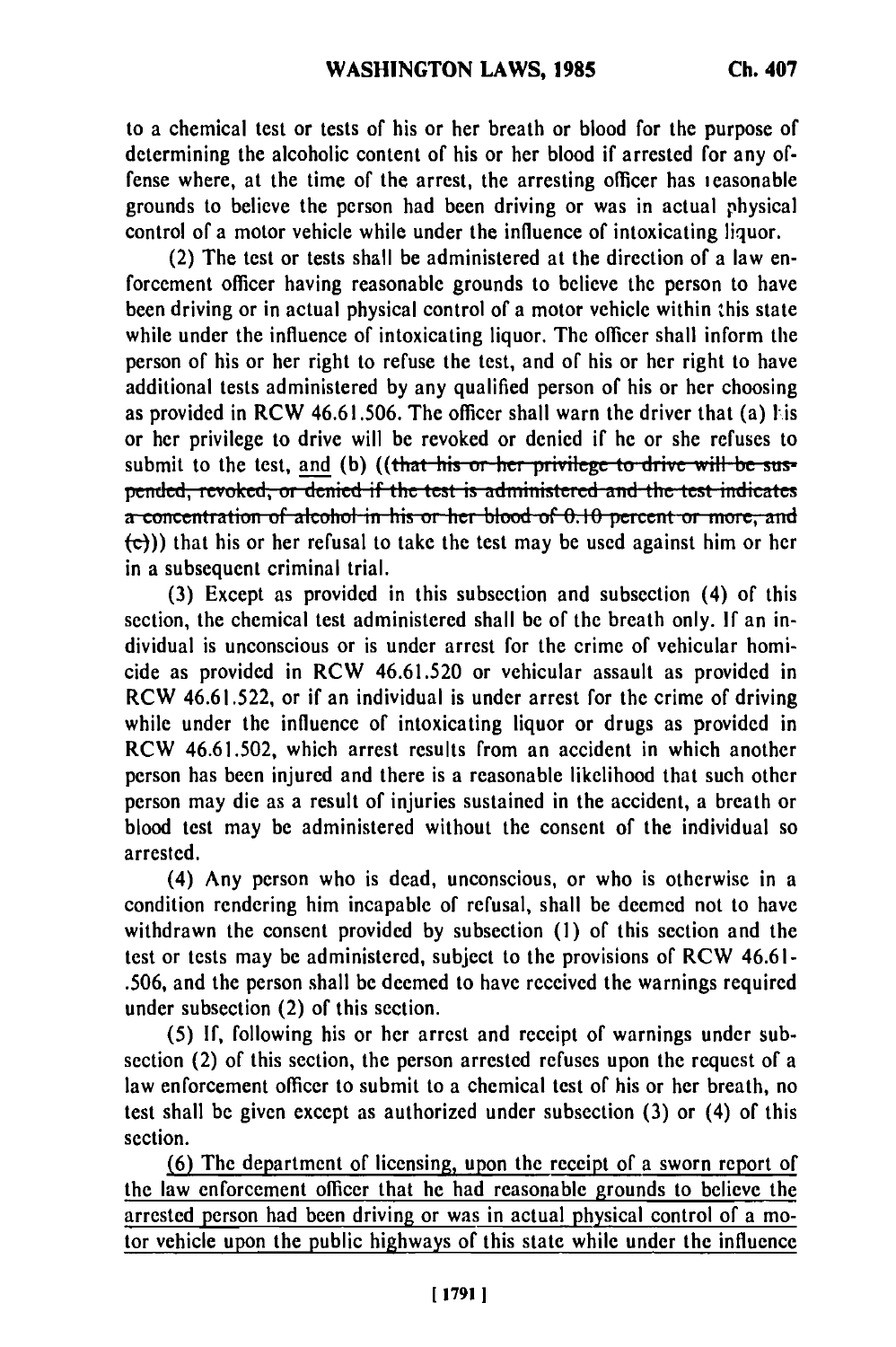to a chemical test or tests of his or her breath or blood for the purpose of determining the alcoholic content of his or her blood if arrested for any offense where, at the time of the arrest, the arresting officer has reasonable grounds to believe the person had been driving or was in actual physical control of a motor vehicle while under the influence of intoxicating liquor.

(2) The test or tests shall be administered at the direction of a law enforcement officer having reasonable grounds to believe the person to have been driving or in actual physical control of a motor vehicle within this state while under the influence of intoxicating liquor. The officer shall inform the person of his or her right to refuse the test, and of his or her right to have additional tests administered by any qualified person of his or her choosing as provided in RCW 46.61.506. The officer shall warn the driver that (a) his or her privilege to drive will be revoked or denied if he or she refuses to submit to the test, and (b) ((~~that his or her privilege to drive will be suspended, revoked, or denied if the test is administered and the test indicates a concentration of alcohol in his or her blood of 0.10 percent or more, and (c)~~)) that his or her refusal to take the test may be used against him or her in a subsequent criminal trial.

(3) Except as provided in this subsection and subsection (4) of this section, the chemical test administered shall be of the breath only. If an individual is unconscious or is under arrest for the crime of vehicular homicide as provided in RCW 46.61.520 or vehicular assault as provided in RCW 46.61.522, or if an individual is under arrest for the crime of driving while under the influence of intoxicating liquor or drugs as provided in RCW 46.61.502, which arrest results from an accident in which another person has been injured and there is a reasonable likelihood that such other person may die as a result of injuries sustained in the accident, a breath or blood test may be administered without the consent of the individual so arrested.

(4) Any person who is dead, unconscious, or who is otherwise in a condition rendering him incapable of refusal, shall be deemed not to have withdrawn the consent provided by subsection (1) of this section and the test or tests may be administered, subject to the provisions of RCW 46.61-.506, and the person shall be deemed to have received the warnings required under subsection (2) of this section.

(5) If, following his or her arrest and receipt of warnings under subsection (2) of this section, the person arrested refuses upon the request of a law enforcement officer to submit to a chemical test of his or her breath, no test shall be given except as authorized under subsection (3) or (4) of this section.

<u>(6) The department of licensing, upon the receipt of a sworn report of the law enforcement officer that he had reasonable grounds to believe the arrested person had been driving or was in actual physical control of a motor vehicle upon the public highways of this state while under the influence</u>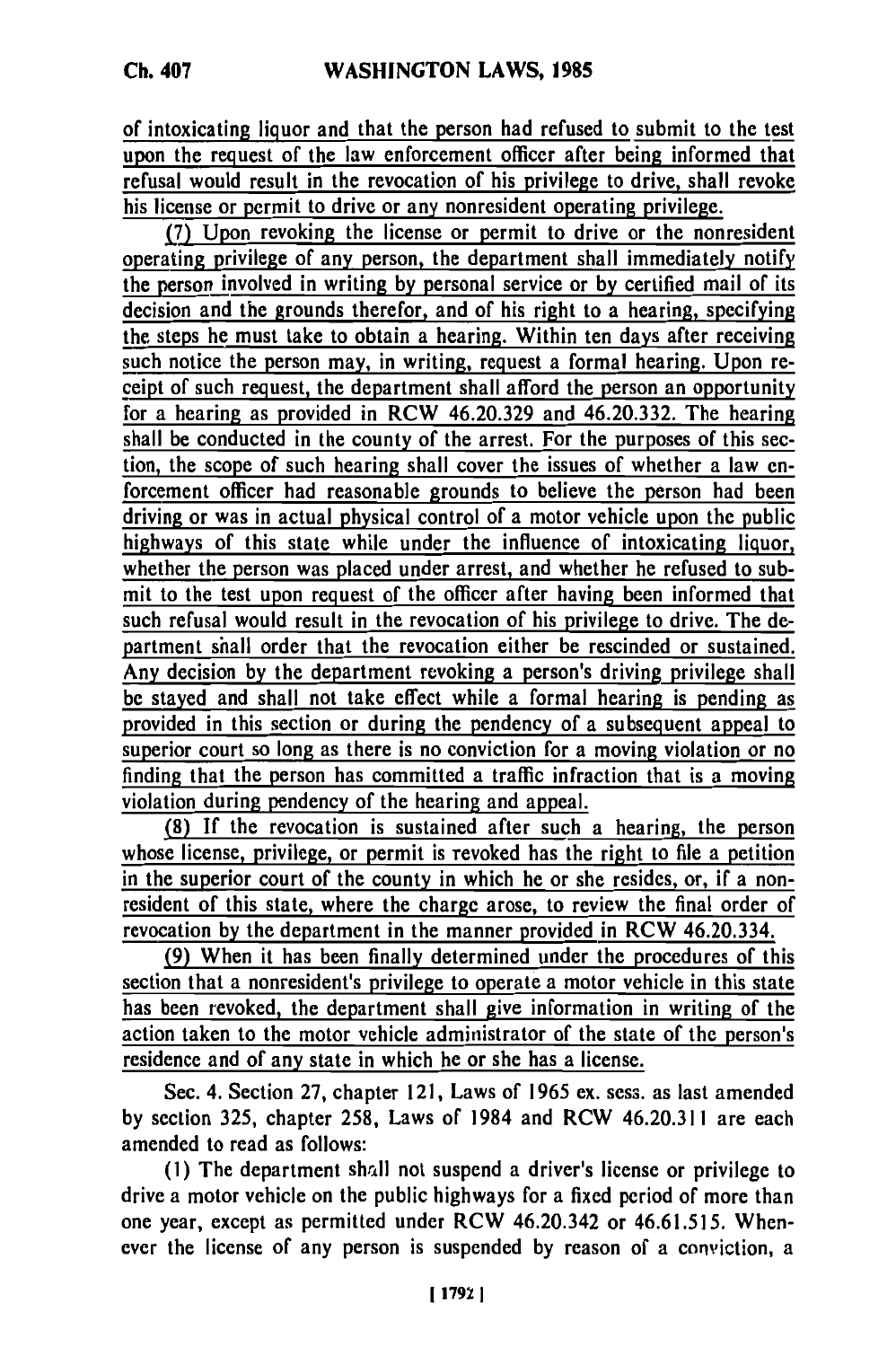of intoxicating liquor and that the person had refused to submit to the test upon the request of the law enforcement officer after being informed that refusal would result in the revocation of his privilege to drive, shall revoke his license or permit to drive or any nonresident operating privilege.

(7) Upon revoking the license or permit to drive or the nonresident operating privilege of any person, the department shall immediately notify the person involved in writing by personal service or by certified mail of its decision and the grounds therefor, and of his right to a hearing, specifying the steps he must take to obtain a hearing. Within ten days after receiving such notice the person may, in writing, request a formal hearing. Upon receipt of such request, the department shall afford the person an opportunity for a hearing as provided in RCW 46.20.329 and 46.20.332. The hearing shall be conducted in the county of the arrest. For the purposes of this section, the scope of such hearing shall cover the issues of whether a law enforcement officer had reasonable grounds to believe the person had been driving or was in actual physical control of a motor vehicle upon the public highways of this state while under the influence of intoxicating liquor, whether the person was placed under arrest, and whether he refused to submit to the test upon request of the officer after having been informed that such refusal would result in the revocation of his privilege to drive. The department shall order that the revocation either be rescinded or sustained. Any decision by the department revoking a person's driving privilege shall be stayed and shall not take effect while a formal hearing is pending as provided in this section or during the pendency of a subsequent appeal to superior court so long as there is no conviction for a moving violation or no finding that the person has committed a traffic infraction that is a moving violation during pendency of the hearing and appeal.

(8) If the revocation is sustained after such a hearing, the person whose license, privilege, or permit is revoked has the right to file a petition in the superior court of the county in which he or she resides, or, if a nonresident of this state, where the charge arose, to review the final order of revocation by the department in the manner provided in RCW 46.20.334.

(9) When it has been finally determined under the procedures of this section that a nonresident's privilege to operate a motor vehicle in this state has been revoked, the department shall give information in writing of the action taken to the motor vehicle administrator of the state of the person's residence and of any state in which he or she has a license.

Sec. 4. Section 27, chapter 121, Laws of 1965 ex. sess. as last amended by section 325, chapter 258, Laws of 1984 and RCW 46.20.311 are each amended to read as follows:

(1) The department shall not suspend a driver's license or privilege to drive a motor vehicle on the public highways for a fixed period of more than one year, except as permitted under RCW 46.20.342 or 46.61.515. Whenever the license of any person is suspended by reason of a conviction, a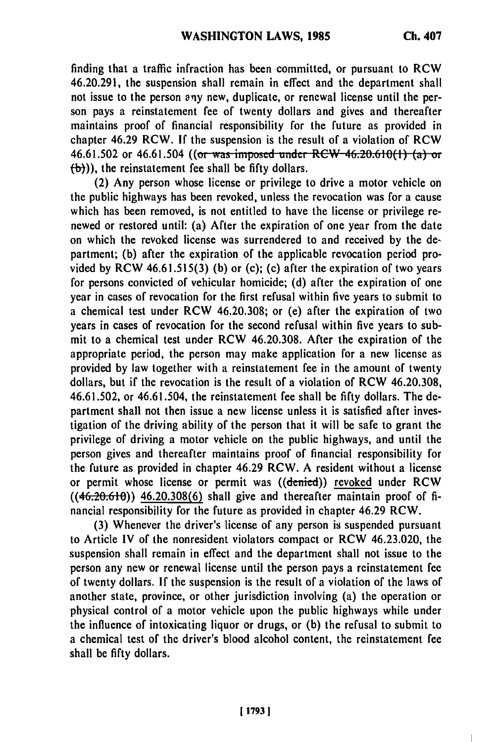finding that a traffic infraction has been committed, or pursuant to RCW 46.20.291, the suspension shall remain in effect and the department shall not issue to the person any new, duplicate, or renewal license until the person pays a reinstatement fee of twenty dollars and gives and thereafter maintains proof of financial responsibility for the future as provided in chapter 46.29 RCW. If the suspension is the result of a violation of RCW 46.61.502 or 46.61.504 ((~~or was imposed under RCW 46.20.610(1) (a) or (b)~~)), the reinstatement fee shall be fifty dollars.

(2) Any person whose license or privilege to drive a motor vehicle on the public highways has been revoked, unless the revocation was for a cause which has been removed, is not entitled to have the license or privilege renewed or restored until: (a) After the expiration of one year from the date on which the revoked license was surrendered to and received by the department; (b) after the expiration of the applicable revocation period provided by RCW 46.61.515(3) (b) or (c); (c) after the expiration of two years for persons convicted of vehicular homicide; (d) after the expiration of one year in cases of revocation for the first refusal within five years to submit to a chemical test under RCW 46.20.308; or (e) after the expiration of two years in cases of revocation for the second refusal within five years to submit to a chemical test under RCW 46.20.308. After the expiration of the appropriate period, the person may make application for a new license as provided by law together with a reinstatement fee in the amount of twenty dollars, but if the revocation is the result of a violation of RCW 46.20.308, 46.61.502, or 46.61.504, the reinstatement fee shall be fifty dollars. The department shall not then issue a new license unless it is satisfied after investigation of the driving ability of the person that it will be safe to grant the privilege of driving a motor vehicle on the public highways, and until the person gives and thereafter maintains proof of financial responsibility for the future as provided in chapter 46.29 RCW. A resident without a license or permit whose license or permit was ((~~denied~~)) <u>revoked</u> under RCW ((~~46.20.610~~)) <u>46.20.308(6)</u> shall give and thereafter maintain proof of financial responsibility for the future as provided in chapter 46.29 RCW.

(3) Whenever the driver's license of any person is suspended pursuant to Article IV of the nonresident violators compact or RCW 46.23.020, the suspension shall remain in effect and the department shall not issue to the person any new or renewal license until the person pays a reinstatement fee of twenty dollars. If the suspension is the result of a violation of the laws of another state, province, or other jurisdiction involving (a) the operation or physical control of a motor vehicle upon the public highways while under the influence of intoxicating liquor or drugs, or (b) the refusal to submit to a chemical test of the driver's blood alcohol content, the reinstatement fee shall be fifty dollars.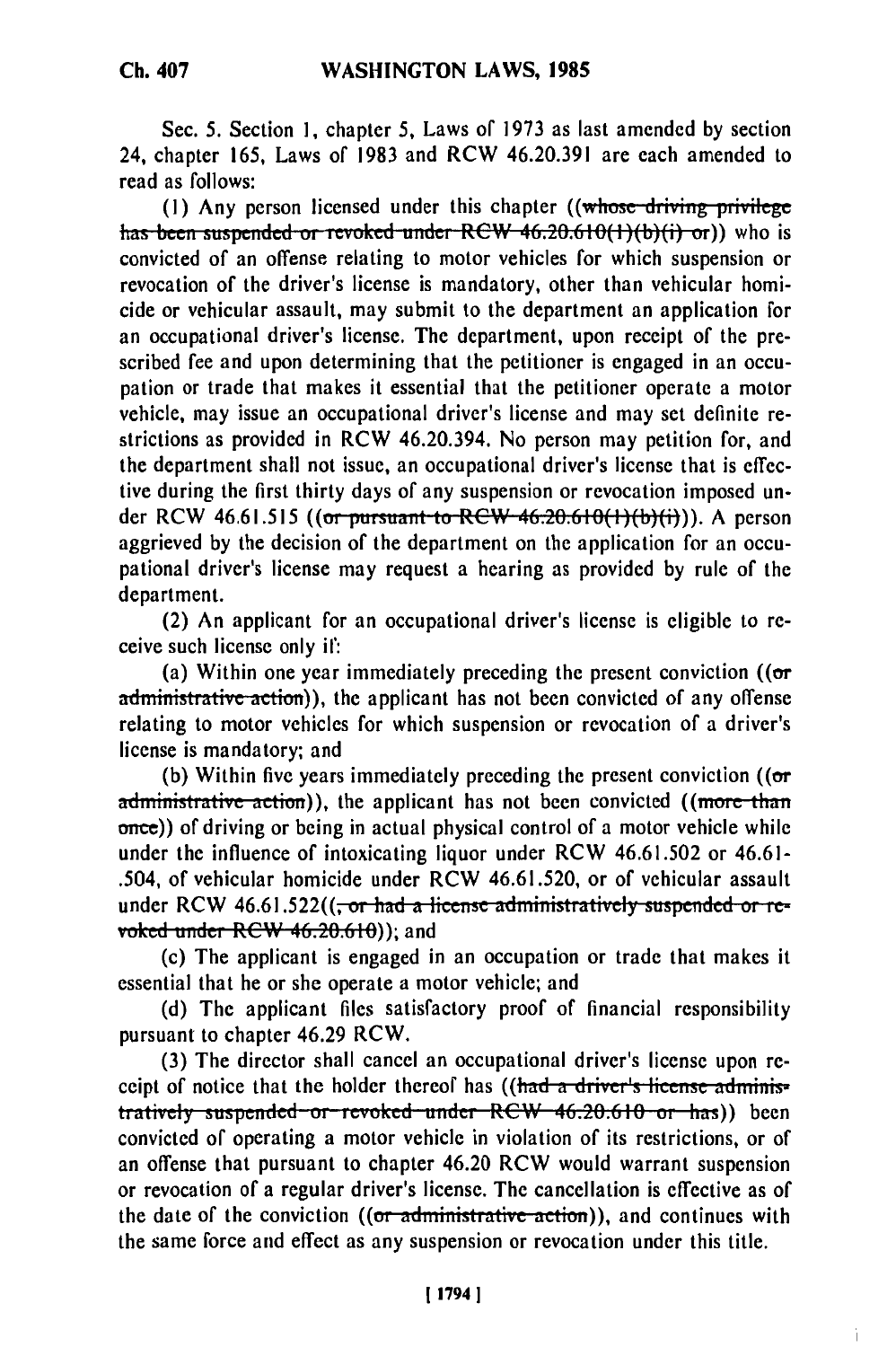Sec. 5. Section 1, chapter 5, Laws of 1973 as last amended by section 24, chapter 165, Laws of 1983 and RCW 46.20.391 are each amended to read as follows:

(1) Any person licensed under this chapter ((~~whose driving privilege has been suspended or revoked under RCW 46.20.610(1)(b)(i) or~~)) who is convicted of an offense relating to motor vehicles for which suspension or revocation of the driver's license is mandatory, other than vehicular homicide or vehicular assault, may submit to the department an application for an occupational driver's license. The department, upon receipt of the prescribed fee and upon determining that the petitioner is engaged in an occupation or trade that makes it essential that the petitioner operate a motor vehicle, may issue an occupational driver's license and may set definite restrictions as provided in RCW 46.20.394. No person may petition for, and the department shall not issue, an occupational driver's license that is effective during the first thirty days of any suspension or revocation imposed under RCW 46.61.515 ((~~or pursuant to RCW 46.20.610(1)(b)(i)~~)). A person aggrieved by the decision of the department on the application for an occupational driver's license may request a hearing as provided by rule of the department.

(2) An applicant for an occupational driver's license is eligible to receive such license only if:

(a) Within one year immediately preceding the present conviction ((~~or administrative action~~)), the applicant has not been convicted of any offense relating to motor vehicles for which suspension or revocation of a driver's license is mandatory; and

(b) Within five years immediately preceding the present conviction ((~~or administrative action~~)), the applicant has not been convicted ((~~more than once~~)) of driving or being in actual physical control of a motor vehicle while under the influence of intoxicating liquor under RCW 46.61.502 or 46.61-.504, of vehicular homicide under RCW 46.61.520, or of vehicular assault under RCW 46.61.522((~~, or had a license administratively suspended or revoked under RCW 46.20.610~~)); and

(c) The applicant is engaged in an occupation or trade that makes it essential that he or she operate a motor vehicle; and

(d) The applicant files satisfactory proof of financial responsibility pursuant to chapter 46.29 RCW.

(3) The director shall cancel an occupational driver's license upon receipt of notice that the holder thereof has ((~~had a driver's license administratively suspended or revoked under RCW 46.20.610 or has~~)) been convicted of operating a motor vehicle in violation of its restrictions, or of an offense that pursuant to chapter 46.20 RCW would warrant suspension or revocation of a regular driver's license. The cancellation is effective as of the date of the conviction ((~~or administrative action~~)), and continues with the same force and effect as any suspension or revocation under this title.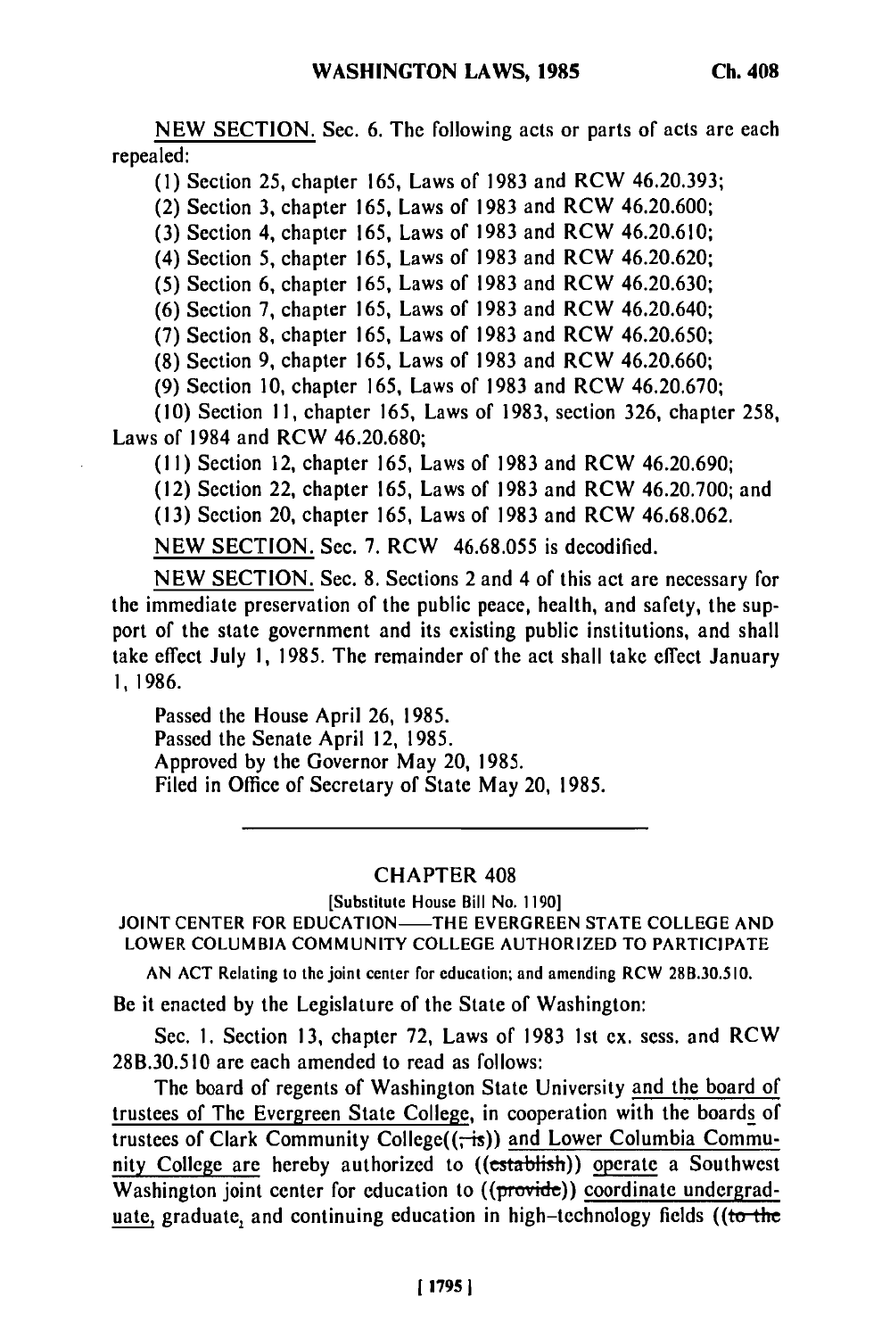NEW SECTION. Sec. 6. The following acts or parts of acts are each repealed:

(1) Section 25, chapter 165, Laws of 1983 and RCW 46.20.393;

(2) Section 3, chapter 165, Laws of 1983 and RCW 46.20.600;

(3) Section 4, chapter 165, Laws of 1983 and RCW 46.20.610;

(4) Section 5, chapter 165, Laws of 1983 and RCW 46.20.620;

(5) Section 6, chapter 165, Laws of 1983 and RCW 46.20.630;

(6) Section 7, chapter 165, Laws of 1983 and RCW 46.20.640;

(7) Section 8, chapter 165, Laws of 1983 and RCW 46.20.650;

(8) Section 9, chapter 165, Laws of 1983 and RCW 46.20.660;

(9) Section 10, chapter 165, Laws of 1983 and RCW 46.20.670;

(10) Section 11, chapter 165, Laws of 1983, section 326, chapter 258, Laws of 1984 and RCW 46.20.680;

(11) Section 12, chapter 165, Laws of 1983 and RCW 46.20.690;

(12) Section 22, chapter 165, Laws of 1983 and RCW 46.20.700; and

(13) Section 20, chapter 165, Laws of 1983 and RCW 46.68.062.

NEW SECTION. Sec. 7. RCW 46.68.055 is decodified.

NEW SECTION. Sec. 8. Sections 2 and 4 of this act are necessary for the immediate preservation of the public peace, health, and safety, the support of the state government and its existing public institutions, and shall take effect July 1, 1985. The remainder of the act shall take effect January 1, 1986.

Passed the House April 26, 1985.
Passed the Senate April 12, 1985.
Approved by the Governor May 20, 1985.
Filed in Office of Secretary of State May 20, 1985.

---

## CHAPTER 408

[Substitute House Bill No. 1190]

JOINT CENTER FOR EDUCATION—THE EVERGREEN STATE COLLEGE AND LOWER COLUMBIA COMMUNITY COLLEGE AUTHORIZED TO PARTICIPATE

AN ACT Relating to the joint center for education; and amending RCW 28B.30.510.

Be it enacted by the Legislature of the State of Washington:

Sec. 1. Section 13, chapter 72, Laws of 1983 1st ex. sess. and RCW 28B.30.510 are each amended to read as follows:

The board of regents of Washington State University and the board of trustees of The Evergreen State College, in cooperation with the boards of trustees of Clark Community College((, is)) and Lower Columbia Community College are hereby authorized to ((establish)) operate a Southwest Washington joint center for education to ((provide)) coordinate undergraduate, graduate, and continuing education in high-technology fields ((to the